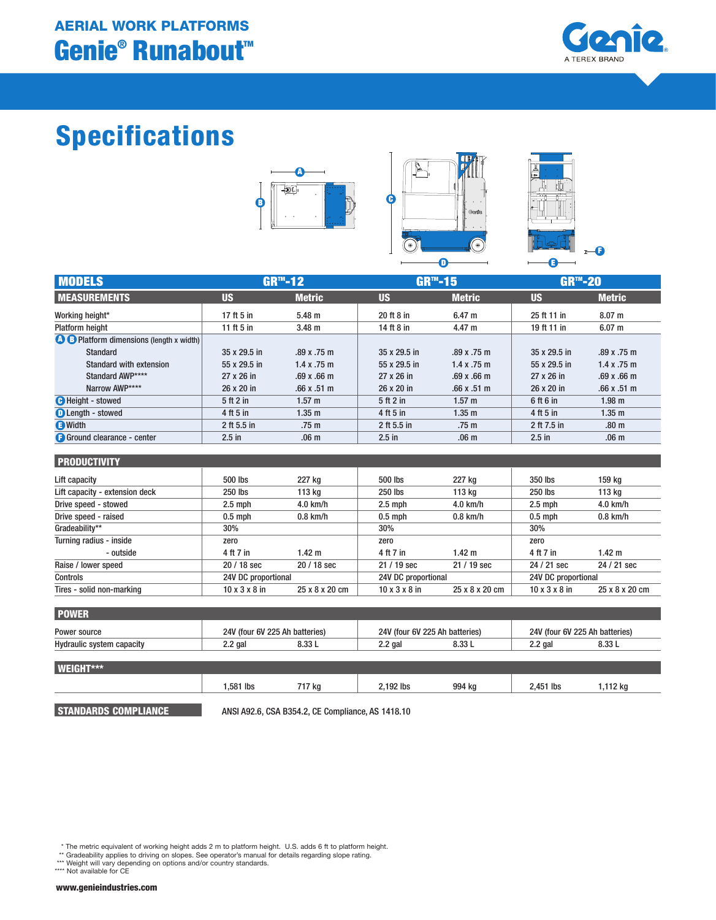# AERIAL WORK PLATFORMS

# Genie® Runabout™

A TEREX BRAND

## Specifications

| MODELS | GR™-12 | | GR™-15 | | GR™-20 | |
|---|---|---|---|---|---|---|
| **MEASUREMENTS** | **US** | **Metric** | **US** | **Metric** | **US** | **Metric** |
| Working height* | 17 ft 5 in | 5.48 m | 20 ft 8 in | 6.47 m | 25 ft 11 in | 8.07 m |
| Platform height | 11 ft 5 in | 3.48 m | 14 ft 8 in | 4.47 m | 19 ft 11 in | 6.07 m |
| A B Platform dimensions (length x width) | | | | | | |
| Standard | 35 x 29.5 in | .89 x .75 m | 35 x 29.5 in | .89 x .75 m | 35 x 29.5 in | .89 x .75 m |
| Standard with extension | 55 x 29.5 in | 1.4 x .75 m | 55 x 29.5 in | 1.4 x .75 m | 55 x 29.5 in | 1.4 x .75 m |
| Standard AWP**** | 27 x 26 in | .69 x .66 m | 27 x 26 in | .69 x .66 m | 27 x 26 in | .69 x .66 m |
| Narrow AWP**** | 26 x 20 in | .66 x .51 m | 26 x 20 in | .66 x .51 m | 26 x 20 in | .66 x .51 m |
| C Height - stowed | 5 ft 2 in | 1.57 m | 5 ft 2 in | 1.57 m | 6 ft 6 in | 1.98 m |
| D Length - stowed | 4 ft 5 in | 1.35 m | 4 ft 5 in | 1.35 m | 4 ft 5 in | 1.35 m |
| E Width | 2 ft 5.5 in | .75 m | 2 ft 5.5 in | .75 m | 2 ft 7.5 in | .80 m |
| F Ground clearance - center | 2.5 in | .06 m | 2.5 in | .06 m | 2.5 in | .06 m |

| PRODUCTIVITY | | | | | | |
|---|---|---|---|---|---|---|
| Lift capacity | 500 lbs | 227 kg | 500 lbs | 227 kg | 350 lbs | 159 kg |
| Lift capacity - extension deck | 250 lbs | 113 kg | 250 lbs | 113 kg | 250 lbs | 113 kg |
| Drive speed - stowed | 2.5 mph | 4.0 km/h | 2.5 mph | 4.0 km/h | 2.5 mph | 4.0 km/h |
| Drive speed - raised | 0.5 mph | 0.8 km/h | 0.5 mph | 0.8 km/h | 0.5 mph | 0.8 km/h |
| Gradeability** | 30% | | 30% | | 30% | |
| Turning radius - inside | zero | | zero | | zero | |
| - outside | 4 ft 7 in | 1.42 m | 4 ft 7 in | 1.42 m | 4 ft 7 in | 1.42 m |
| Raise / lower speed | 20 / 18 sec | 20 / 18 sec | 21 / 19 sec | 21 / 19 sec | 24 / 21 sec | 24 / 21 sec |
| Controls | 24V DC proportional | | 24V DC proportional | | 24V DC proportional | |
| Tires - solid non-marking | 10 x 3 x 8 in | 25 x 8 x 20 cm | 10 x 3 x 8 in | 25 x 8 x 20 cm | 10 x 3 x 8 in | 25 x 8 x 20 cm |

| POWER | | | | | | |
|---|---|---|---|---|---|---|
| Power source | 24V (four 6V 225 Ah batteries) | | 24V (four 6V 225 Ah batteries) | | 24V (four 6V 225 Ah batteries) | |
| Hydraulic system capacity | 2.2 gal | 8.33 L | 2.2 gal | 8.33 L | 2.2 gal | 8.33 L |

| WEIGHT*** | | | | | | |
|---|---|---|---|---|---|---|
| | 1,581 lbs | 717 kg | 2,192 lbs | 994 kg | 2,451 lbs | 1,112 kg |

**STANDARDS COMPLIANCE** ANSI A92.6, CSA B354.2, CE Compliance, AS 1418.10

\* The metric equivalent of working height adds 2 m to platform height. U.S. adds 6 ft to platform height.
** Gradeability applies to driving on slopes. See operator's manual for details regarding slope rating.
*** Weight will vary depending on options and/or country standards.
**** Not available for CE

www.genieindustries.com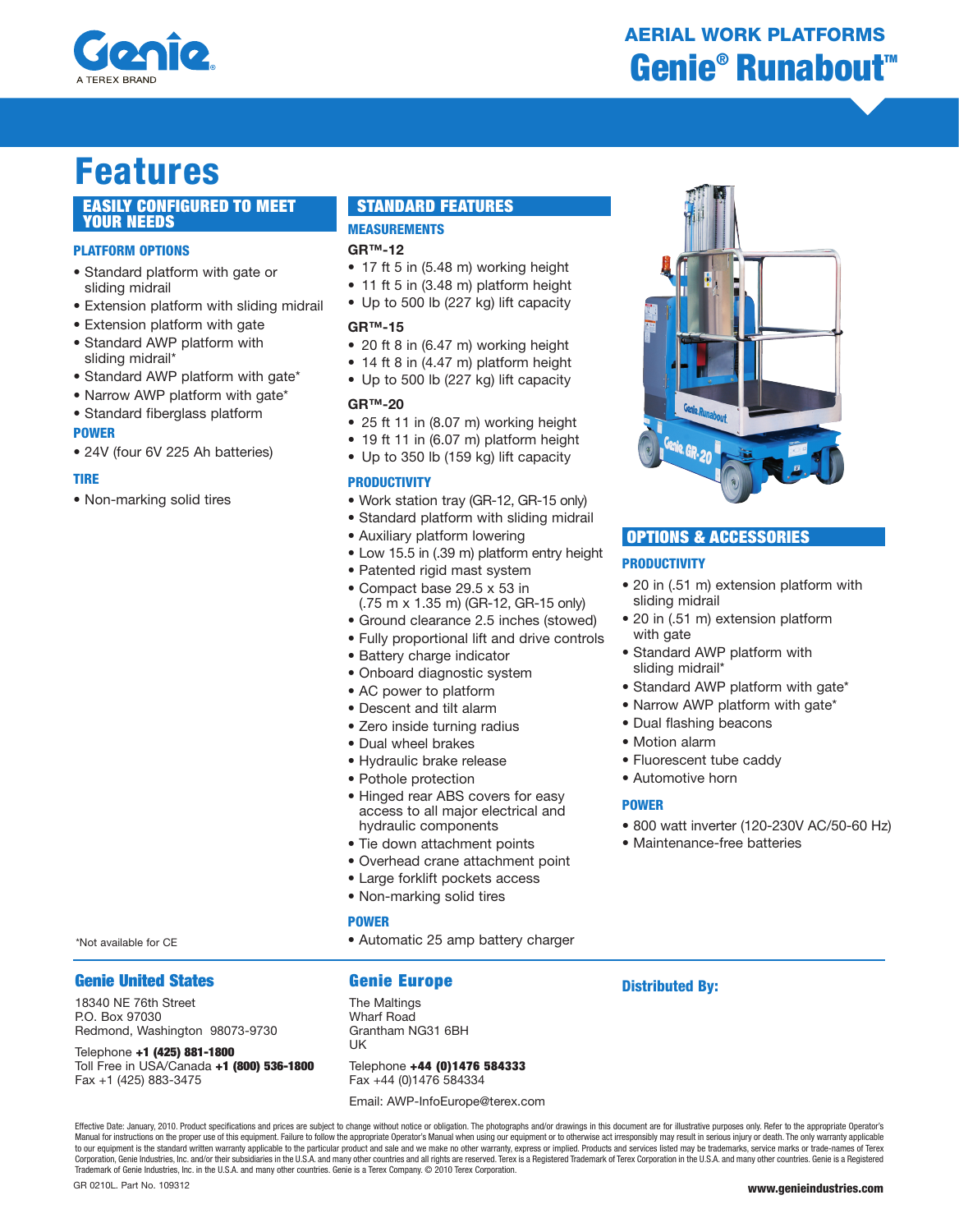# AERIAL WORK PLATFORMS

# Genie® Runabout™

# Features

## EASILY CONFIGURED TO MEET YOUR NEEDS

### PLATFORM OPTIONS

- Standard platform with gate or sliding midrail
- Extension platform with sliding midrail
- Extension platform with gate
- Standard AWP platform with sliding midrail*
- Standard AWP platform with gate*
- Narrow AWP platform with gate*
- Standard fiberglass platform

### POWER

- 24V (four 6V 225 Ah batteries)

### TIRE

- Non-marking solid tires

*Not available for CE

## STANDARD FEATURES

### MEASUREMENTS

**GR™-12**

- 17 ft 5 in (5.48 m) working height
- 11 ft 5 in (3.48 m) platform height
- Up to 500 lb (227 kg) lift capacity

**GR™-15**

- 20 ft 8 in (6.47 m) working height
- 14 ft 8 in (4.47 m) platform height
- Up to 500 lb (227 kg) lift capacity

**GR™-20**

- 25 ft 11 in (8.07 m) working height
- 19 ft 11 in (6.07 m) platform height
- Up to 350 lb (159 kg) lift capacity

### PRODUCTIVITY

- Work station tray (GR-12, GR-15 only)
- Standard platform with sliding midrail
- Auxiliary platform lowering
- Low 15.5 in (.39 m) platform entry height
- Patented rigid mast system
- Compact base 29.5 x 53 in (.75 m x 1.35 m) (GR-12, GR-15 only)
- Ground clearance 2.5 inches (stowed)
- Fully proportional lift and drive controls
- Battery charge indicator
- Onboard diagnostic system
- AC power to platform
- Descent and tilt alarm
- Zero inside turning radius
- Dual wheel brakes
- Hydraulic brake release
- Pothole protection
- Hinged rear ABS covers for easy access to all major electrical and hydraulic components
- Tie down attachment points
- Overhead crane attachment point
- Large forklift pockets access
- Non-marking solid tires

### POWER

- Automatic 25 amp battery charger

## OPTIONS & ACCESSORIES

### PRODUCTIVITY

- 20 in (.51 m) extension platform with sliding midrail
- 20 in (.51 m) extension platform with gate
- Standard AWP platform with sliding midrail*
- Standard AWP platform with gate*
- Narrow AWP platform with gate*
- Dual flashing beacons
- Motion alarm
- Fluorescent tube caddy
- Automotive horn

### POWER

- 800 watt inverter (120-230V AC/50-60 Hz)
- Maintenance-free batteries

## Genie United States

18340 NE 76th Street
P.O. Box 97030
Redmond, Washington 98073-9730

Telephone **+1 (425) 881-1800**
Toll Free in USA/Canada **+1 (800) 536-1800**
Fax +1 (425) 883-3475

## Genie Europe

The Maltings
Wharf Road
Grantham NG31 6BH
UK

Telephone **+44 (0)1476 584333**
Fax +44 (0)1476 584334

Email: AWP-InfoEurope@terex.com

## Distributed By:

Effective Date: January, 2010. Product specifications and prices are subject to change without notice or obligation. The photographs and/or drawings in this document are for illustrative purposes only. Refer to the appropriate Operator's Manual for instructions on the proper use of this equipment. Failure to follow the appropriate Operator's Manual when using our equipment or to otherwise act irresponsibly may result in serious injury or death. The only warranty applicable to our equipment is the standard written warranty applicable to the particular product and sale and we make no other warranty, express or implied. Products and services listed may be trademarks, service marks or trade-names of Terex Corporation, Genie Industries, Inc. and/or their subsidiaries in the U.S.A. and many other countries and all rights are reserved. Terex is a Registered Trademark of Terex Corporation in the U.S.A. and many other countries. Genie is a Registered Trademark of Genie Industries, Inc. in the U.S.A. and many other countries. Genie is a Terex Company. © 2010 Terex Corporation.

GR 0210L. Part No. 109312

**www.genieindustries.com**